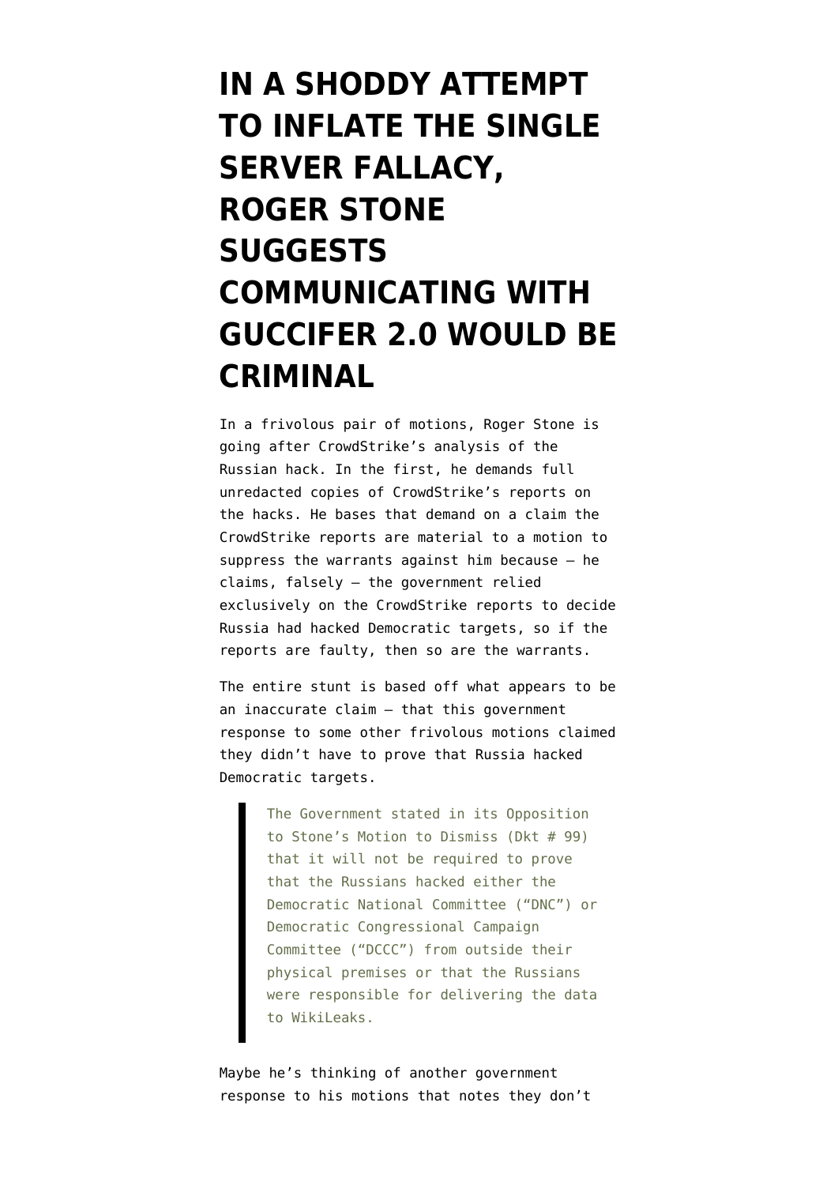# IN A SHODDY ATTEMPT TO INFLATE THE SINGLE SERVER FALLACY, ROGER STONE SUGGESTS COMMUNICATING WITH GUCCIFER 2.0 WOULD BE CRIMINAL

In a frivolous pair of motions, Roger Stone is going after CrowdStrike's analysis of the Russian hack. In the first, he demands full unredacted copies of CrowdStrike's reports on the hacks. He bases that demand on a claim the CrowdStrike reports are material to a motion to suppress the warrants against him because — he claims, falsely — the government relied exclusively on the CrowdStrike reports to decide Russia had hacked Democratic targets, so if the reports are faulty, then so are the warrants.

The entire stunt is based off what appears to be an inaccurate claim — that this government response to some other frivolous motions claimed they didn't have to prove that Russia hacked Democratic targets.

> The Government stated in its Opposition to Stone's Motion to Dismiss (Dkt # 99) that it will not be required to prove that the Russians hacked either the Democratic National Committee ("DNC") or Democratic Congressional Campaign Committee ("DCCC") from outside their physical premises or that the Russians were responsible for delivering the data to WikiLeaks.

Maybe he's thinking of another government response to his motions that notes they don't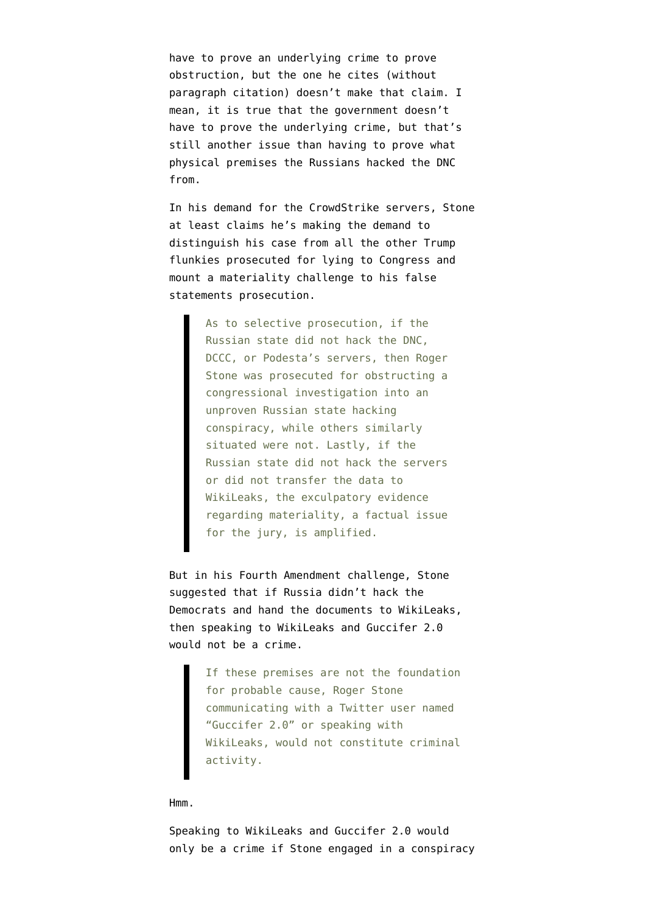have to prove an underlying crime to prove obstruction, but the one he cites (without paragraph citation) doesn't make that claim. I mean, it is true that the government doesn't have to prove the underlying crime, but that's still another issue than having to prove what physical premises the Russians hacked the DNC from.

In his demand for the CrowdStrike servers, Stone at least claims he's making the demand to distinguish his case from all the other Trump flunkies prosecuted for lying to Congress and mount a materiality challenge to his false statements prosecution.

> As to selective prosecution, if the Russian state did not hack the DNC, DCCC, or Podesta's servers, then Roger Stone was prosecuted for obstructing a congressional investigation into an unproven Russian state hacking conspiracy, while others similarly situated were not. Lastly, if the Russian state did not hack the servers or did not transfer the data to WikiLeaks, the exculpatory evidence regarding materiality, a factual issue for the jury, is amplified.

But in his Fourth Amendment challenge, Stone suggested that if Russia didn't hack the Democrats and hand the documents to WikiLeaks, then speaking to WikiLeaks and Guccifer 2.0 would not be a crime.

> If these premises are not the foundation for probable cause, Roger Stone communicating with a Twitter user named "Guccifer 2.0" or speaking with WikiLeaks, would not constitute criminal activity.

Hmm.

Speaking to WikiLeaks and Guccifer 2.0 would only be a crime if Stone engaged in a conspiracy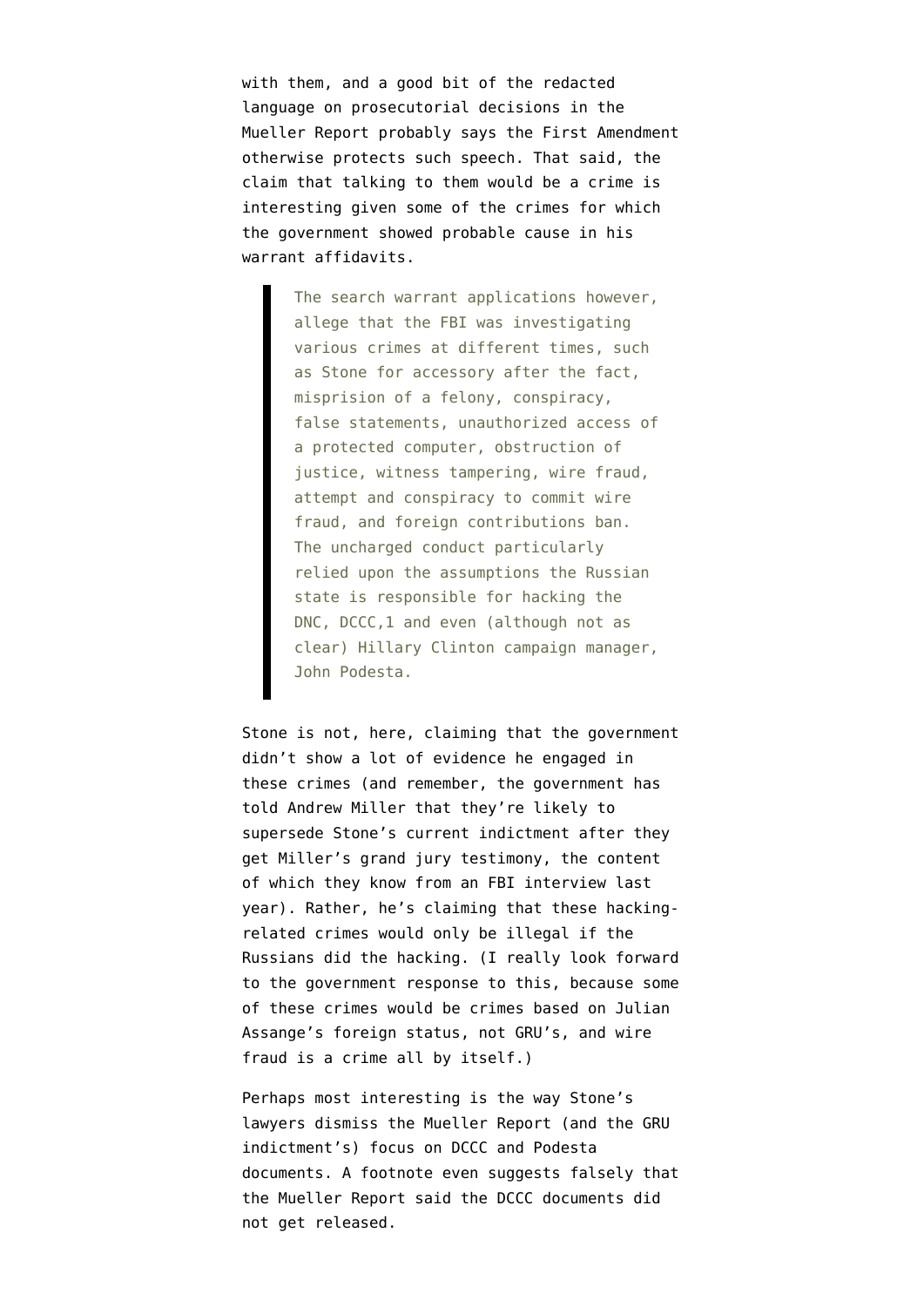with them, and a good bit of the redacted language on prosecutorial decisions in the Mueller Report probably says the First Amendment otherwise protects such speech. That said, the claim that talking to them would be a crime is interesting given some of the crimes for which the government showed probable cause in his warrant affidavits.

> The search warrant applications however, allege that the FBI was investigating various crimes at different times, such as Stone for accessory after the fact, misprision of a felony, conspiracy, false statements, unauthorized access of a protected computer, obstruction of justice, witness tampering, wire fraud, attempt and conspiracy to commit wire fraud, and foreign contributions ban. The uncharged conduct particularly relied upon the assumptions the Russian state is responsible for hacking the DNC, DCCC,1 and even (although not as clear) Hillary Clinton campaign manager, John Podesta.

Stone is not, here, claiming that the government didn't show a lot of evidence he engaged in these crimes (and remember, the government has told Andrew Miller that they're likely to supersede Stone's current indictment after they get Miller's grand jury testimony, the content of which they know from an FBI interview last year). Rather, he's claiming that these hacking-related crimes would only be illegal if the Russians did the hacking. (I really look forward to the government response to this, because some of these crimes would be crimes based on Julian Assange's foreign status, not GRU's, and wire fraud is a crime all by itself.)

Perhaps most interesting is the way Stone's lawyers dismiss the Mueller Report (and the GRU indictment's) focus on DCCC and Podesta documents. A footnote even suggests falsely that the Mueller Report said the DCCC documents did not get released.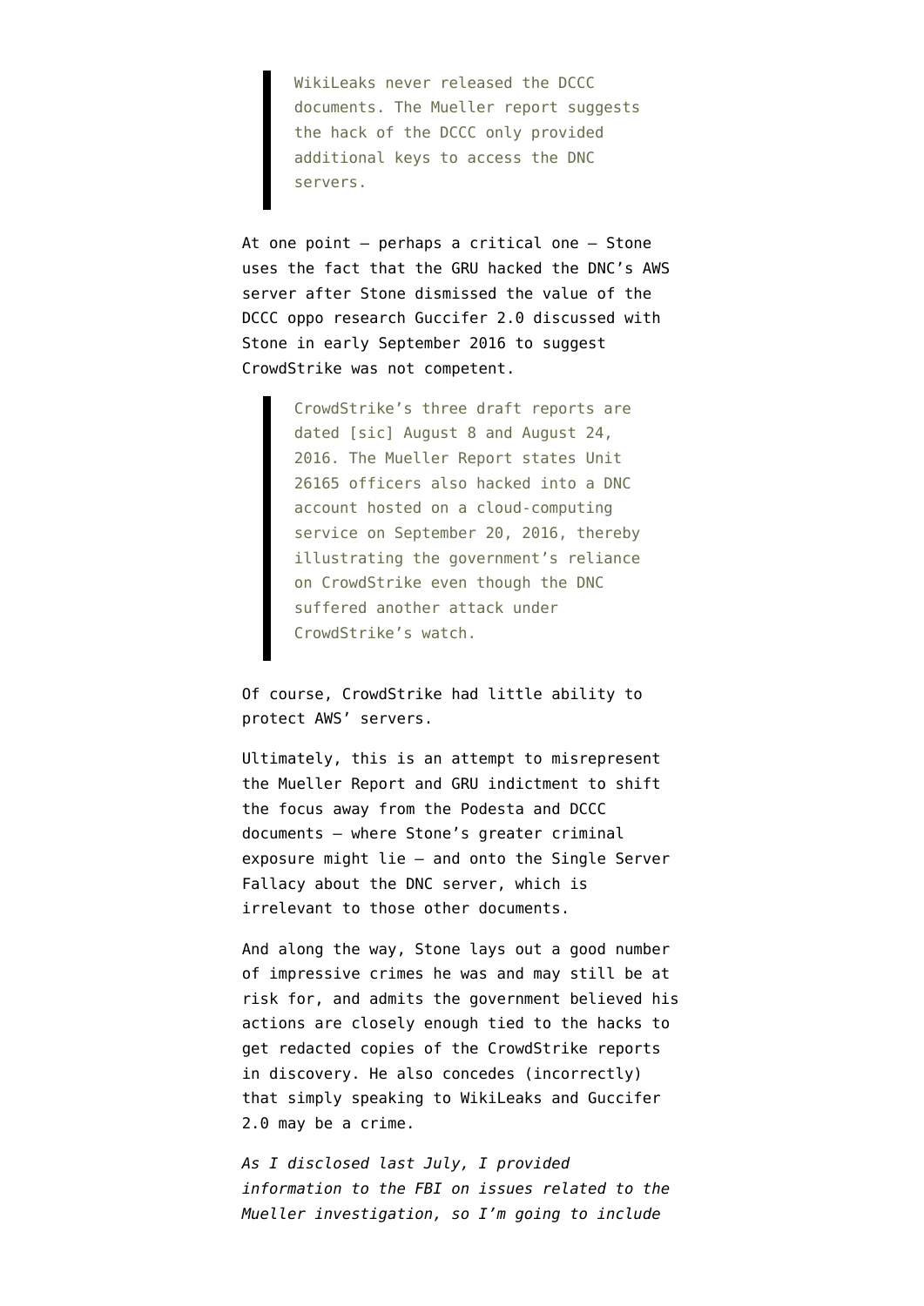> WikiLeaks never released the DCCC documents. The Mueller report suggests the hack of the DCCC only provided additional keys to access the DNC servers.

At one point — perhaps a critical one — Stone uses the fact that the GRU hacked the DNC's AWS server after Stone dismissed the value of the DCCC oppo research Guccifer 2.0 discussed with Stone in early September 2016 to suggest CrowdStrike was not competent.

> CrowdStrike's three draft reports are dated [sic] August 8 and August 24, 2016. The Mueller Report states Unit 26165 officers also hacked into a DNC account hosted on a cloud-computing service on September 20, 2016, thereby illustrating the government's reliance on CrowdStrike even though the DNC suffered another attack under CrowdStrike's watch.

Of course, CrowdStrike had little ability to protect AWS' servers.

Ultimately, this is an attempt to misrepresent the Mueller Report and GRU indictment to shift the focus away from the Podesta and DCCC documents — where Stone's greater criminal exposure might lie — and onto the Single Server Fallacy about the DNC server, which is irrelevant to those other documents.

And along the way, Stone lays out a good number of impressive crimes he was and may still be at risk for, and admits the government believed his actions are closely enough tied to the hacks to get redacted copies of the CrowdStrike reports in discovery. He also concedes (incorrectly) that simply speaking to WikiLeaks and Guccifer 2.0 may be a crime.

*As I disclosed last July, I provided information to the FBI on issues related to the Mueller investigation, so I'm going to include*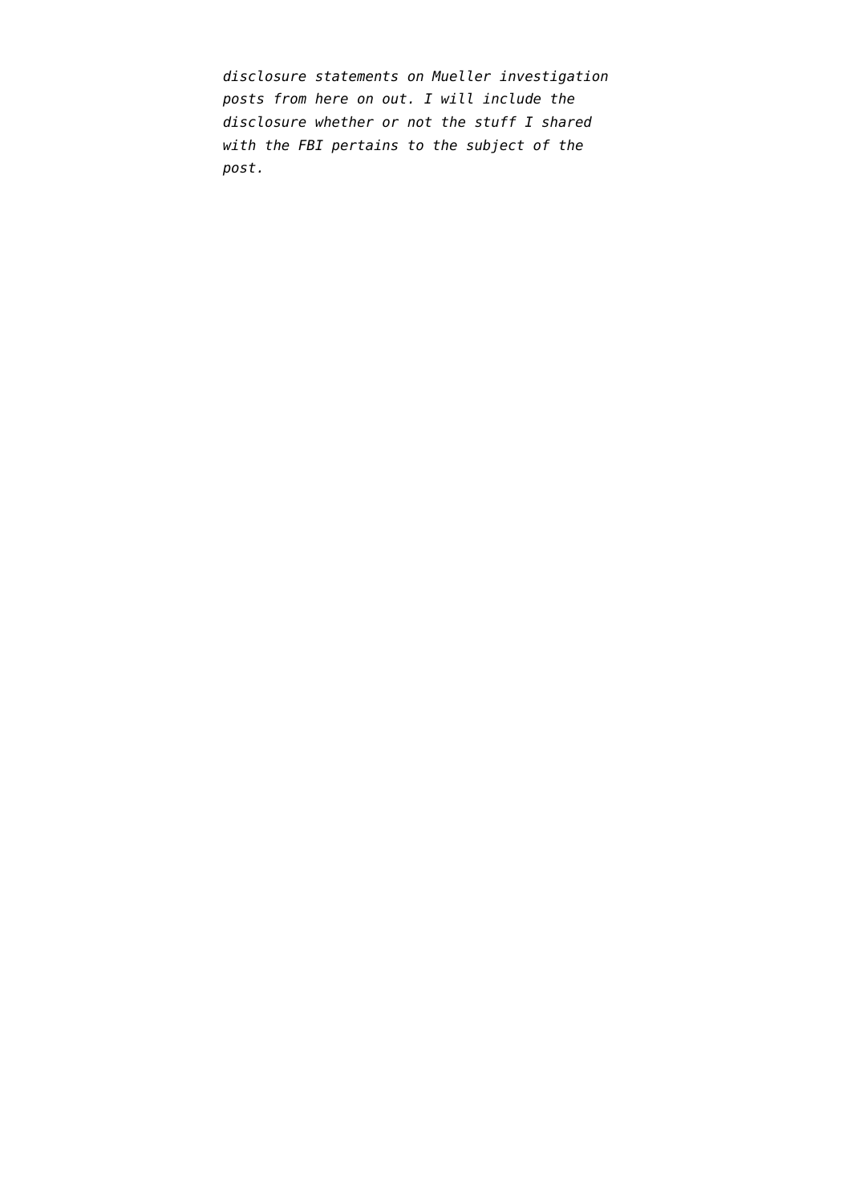*disclosure statements on Mueller investigation posts from here on out. I will include the disclosure whether or not the stuff I shared with the FBI pertains to the subject of the post.*